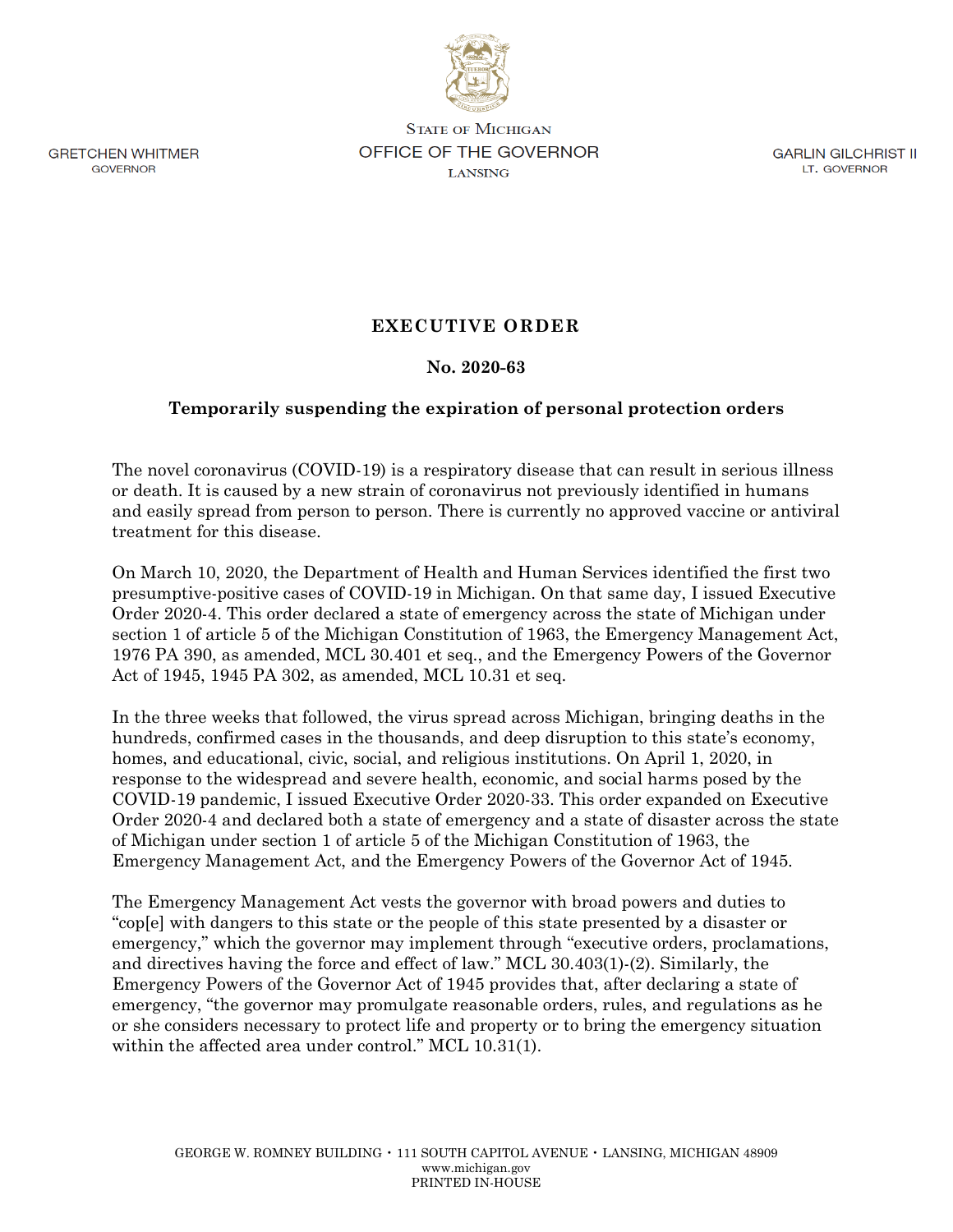GRETCHEN WHITMER
GOVERNOR

STATE OF MICHIGAN
OFFICE OF THE GOVERNOR
LANSING

GARLIN GILCHRIST II
LT. GOVERNOR

# EXECUTIVE ORDER

## No. 2020-63

### Temporarily suspending the expiration of personal protection orders

The novel coronavirus (COVID-19) is a respiratory disease that can result in serious illness or death. It is caused by a new strain of coronavirus not previously identified in humans and easily spread from person to person. There is currently no approved vaccine or antiviral treatment for this disease.

On March 10, 2020, the Department of Health and Human Services identified the first two presumptive-positive cases of COVID-19 in Michigan. On that same day, I issued Executive Order 2020-4. This order declared a state of emergency across the state of Michigan under section 1 of article 5 of the Michigan Constitution of 1963, the Emergency Management Act, 1976 PA 390, as amended, MCL 30.401 et seq., and the Emergency Powers of the Governor Act of 1945, 1945 PA 302, as amended, MCL 10.31 et seq.

In the three weeks that followed, the virus spread across Michigan, bringing deaths in the hundreds, confirmed cases in the thousands, and deep disruption to this state's economy, homes, and educational, civic, social, and religious institutions. On April 1, 2020, in response to the widespread and severe health, economic, and social harms posed by the COVID-19 pandemic, I issued Executive Order 2020-33. This order expanded on Executive Order 2020-4 and declared both a state of emergency and a state of disaster across the state of Michigan under section 1 of article 5 of the Michigan Constitution of 1963, the Emergency Management Act, and the Emergency Powers of the Governor Act of 1945.

The Emergency Management Act vests the governor with broad powers and duties to "cop[e] with dangers to this state or the people of this state presented by a disaster or emergency," which the governor may implement through "executive orders, proclamations, and directives having the force and effect of law." MCL 30.403(1)-(2). Similarly, the Emergency Powers of the Governor Act of 1945 provides that, after declaring a state of emergency, "the governor may promulgate reasonable orders, rules, and regulations as he or she considers necessary to protect life and property or to bring the emergency situation within the affected area under control." MCL 10.31(1).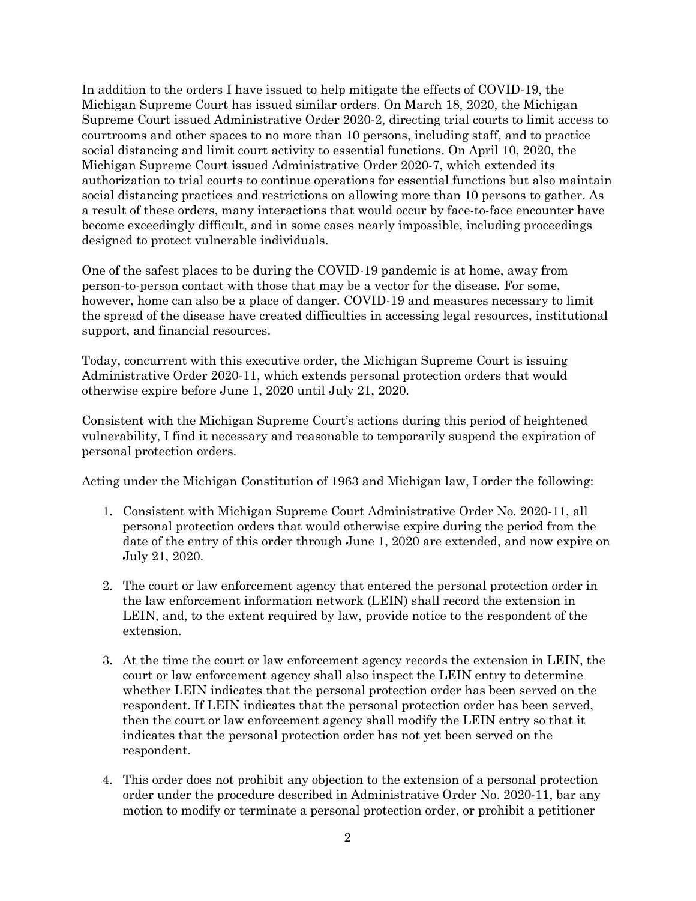In addition to the orders I have issued to help mitigate the effects of COVID-19, the Michigan Supreme Court has issued similar orders. On March 18, 2020, the Michigan Supreme Court issued Administrative Order 2020-2, directing trial courts to limit access to courtrooms and other spaces to no more than 10 persons, including staff, and to practice social distancing and limit court activity to essential functions. On April 10, 2020, the Michigan Supreme Court issued Administrative Order 2020-7, which extended its authorization to trial courts to continue operations for essential functions but also maintain social distancing practices and restrictions on allowing more than 10 persons to gather. As a result of these orders, many interactions that would occur by face-to-face encounter have become exceedingly difficult, and in some cases nearly impossible, including proceedings designed to protect vulnerable individuals.

One of the safest places to be during the COVID-19 pandemic is at home, away from person-to-person contact with those that may be a vector for the disease. For some, however, home can also be a place of danger. COVID-19 and measures necessary to limit the spread of the disease have created difficulties in accessing legal resources, institutional support, and financial resources.

Today, concurrent with this executive order, the Michigan Supreme Court is issuing Administrative Order 2020-11, which extends personal protection orders that would otherwise expire before June 1, 2020 until July 21, 2020.

Consistent with the Michigan Supreme Court's actions during this period of heightened vulnerability, I find it necessary and reasonable to temporarily suspend the expiration of personal protection orders.

Acting under the Michigan Constitution of 1963 and Michigan law, I order the following:

1. Consistent with Michigan Supreme Court Administrative Order No. 2020-11, all personal protection orders that would otherwise expire during the period from the date of the entry of this order through June 1, 2020 are extended, and now expire on July 21, 2020.

2. The court or law enforcement agency that entered the personal protection order in the law enforcement information network (LEIN) shall record the extension in LEIN, and, to the extent required by law, provide notice to the respondent of the extension.

3. At the time the court or law enforcement agency records the extension in LEIN, the court or law enforcement agency shall also inspect the LEIN entry to determine whether LEIN indicates that the personal protection order has been served on the respondent. If LEIN indicates that the personal protection order has been served, then the court or law enforcement agency shall modify the LEIN entry so that it indicates that the personal protection order has not yet been served on the respondent.

4. This order does not prohibit any objection to the extension of a personal protection order under the procedure described in Administrative Order No. 2020-11, bar any motion to modify or terminate a personal protection order, or prohibit a petitioner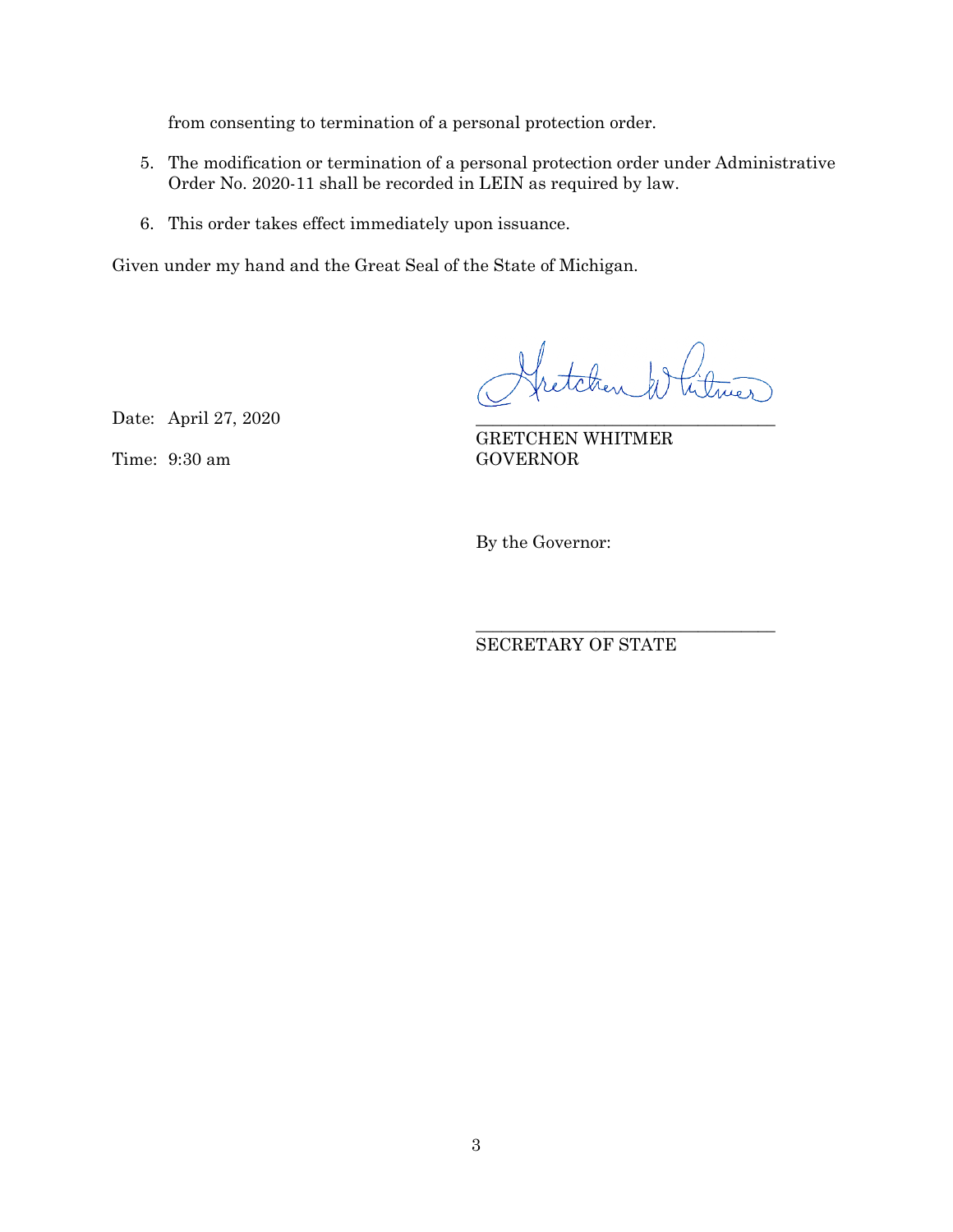from consenting to termination of a personal protection order.

5. The modification or termination of a personal protection order under Administrative Order No. 2020-11 shall be recorded in LEIN as required by law.

6. This order takes effect immediately upon issuance.

Given under my hand and the Great Seal of the State of Michigan.

Date: April 27, 2020

Time: 9:30 am

GRETCHEN WHITMER
GOVERNOR

By the Governor:

SECRETARY OF STATE